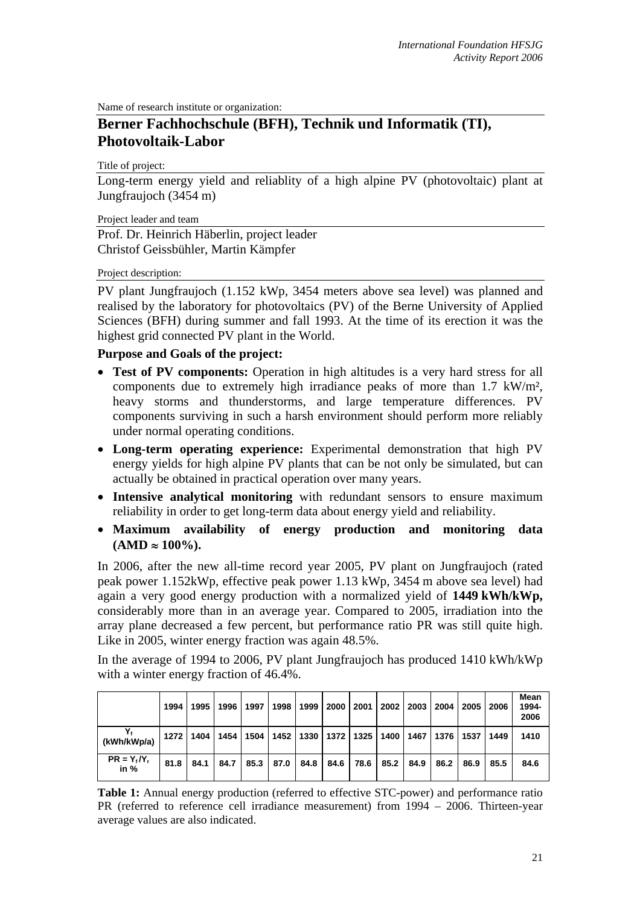Name of research institute or organization:

# Berner Fachhochschule (BFH), Technik und Informatik (TI), Photovoltaik-Labor

Title of project:

Long-term energy yield and reliablity of a high alpine PV (photovoltaic) plant at Jungfraujoch (3454 m)

Project leader and team

Prof. Dr. Heinrich Häberlin, project leader
Christof Geissbühler, Martin Kämpfer

Project description:

PV plant Jungfraujoch (1.152 kWp, 3454 meters above sea level) was planned and realised by the laboratory for photovoltaics (PV) of the Berne University of Applied Sciences (BFH) during summer and fall 1993. At the time of its erection it was the highest grid connected PV plant in the World.

**Purpose and Goals of the project:**

- **Test of PV components:** Operation in high altitudes is a very hard stress for all components due to extremely high irradiance peaks of more than 1.7 kW/m², heavy storms and thunderstorms, and large temperature differences. PV components surviving in such a harsh environment should perform more reliably under normal operating conditions.
- **Long-term operating experience:** Experimental demonstration that high PV energy yields for high alpine PV plants that can be not only be simulated, but can actually be obtained in practical operation over many years.
- **Intensive analytical monitoring** with redundant sensors to ensure maximum reliability in order to get long-term data about energy yield and reliability.
- **Maximum availability of energy production and monitoring data (AMD $\approx$ 100%).**

In 2006, after the new all-time record year 2005, PV plant on Jungfraujoch (rated peak power 1.152kWp, effective peak power 1.13 kWp, 3454 m above sea level) had again a very good energy production with a normalized yield of **1449 kWh/kWp,** considerably more than in an average year. Compared to 2005, irradiation into the array plane decreased a few percent, but performance ratio PR was still quite high. Like in 2005, winter energy fraction was again 48.5%.

In the average of 1994 to 2006, PV plant Jungfraujoch has produced 1410 kWh/kWp with a winter energy fraction of 46.4%.

| | 1994 | 1995 | 1996 | 1997 | 1998 | 1999 | 2000 | 2001 | 2002 | 2003 | 2004 | 2005 | 2006 | Mean 1994-2006 |
|---|---|---|---|---|---|---|---|---|---|---|---|---|---|---|
| $Y_f$ (kWh/kWp/a) | 1272 | 1404 | 1454 | 1504 | 1452 | 1330 | 1372 | 1325 | 1400 | 1467 | 1376 | 1537 | 1449 | 1410 |
| $PR = Y_f/Y_r$ in % | 81.8 | 84.1 | 84.7 | 85.3 | 87.0 | 84.8 | 84.6 | 78.6 | 85.2 | 84.9 | 86.2 | 86.9 | 85.5 | 84.6 |

**Table 1:** Annual energy production (referred to effective STC-power) and performance ratio PR (referred to reference cell irradiance measurement) from 1994 – 2006. Thirteen-year average values are also indicated.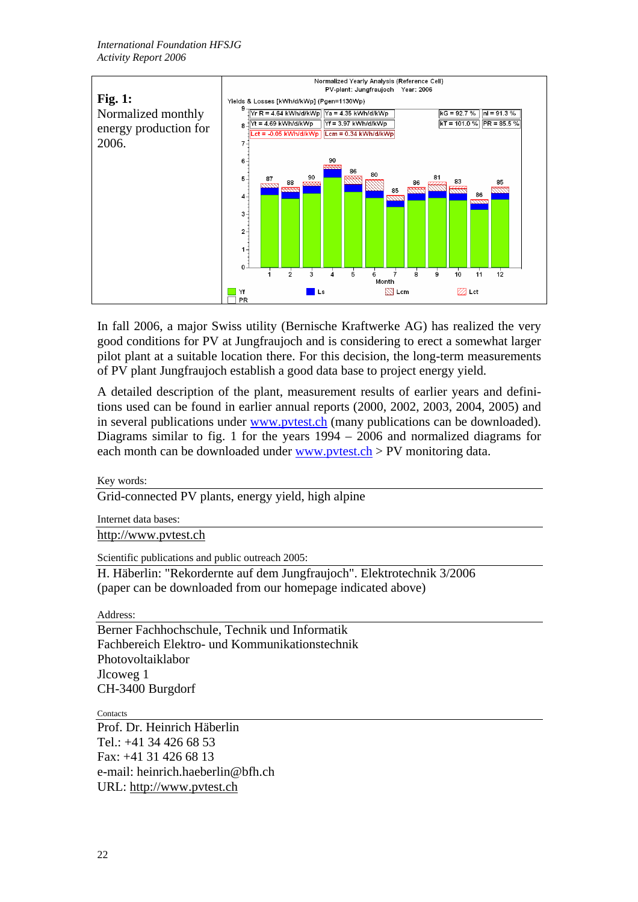**Fig. 1:**
Normalized monthly energy production for 2006.

Normalized Yearly Analysis (Reference Cell)
PV-plant: Jungfraujoch Year: 2006

Yields & Losses [kWh/d/kWp] (Pgen=1130Wp)

Yr R = 4.64 kWh/d/kWp
Ya = 4.35 kWh/d/kWp
kG = 92.7 %
nI = 91.3 %
Yt = 4.69 kWh/d/kWp
Yf = 3.97 kWh/d/kWp
kT = 101.0 %
PR = 85.5 %
Lct = -0.05 kWh/d/kWp
Lcm = 0.34 kWh/d/kWp

87 88 90 90 86 80 85 86 81 83 86 85

Month

Yf
PR
Ls
Lcm
Lct

In fall 2006, a major Swiss utility (Bernische Kraftwerke AG) has realized the very good conditions for PV at Jungfraujoch and is considering to erect a somewhat larger pilot plant at a suitable location there. For this decision, the long-term measurements of PV plant Jungfraujoch establish a good data base to project energy yield.

A detailed description of the plant, measurement results of earlier years and definitions used can be found in earlier annual reports (2000, 2002, 2003, 2004, 2005) and in several publications under www.pvtest.ch (many publications can be downloaded). Diagrams similar to fig. 1 for the years 1994 – 2006 and normalized diagrams for each month can be downloaded under www.pvtest.ch > PV monitoring data.

Key words:

Grid-connected PV plants, energy yield, high alpine

Internet data bases:

http://www.pvtest.ch

Scientific publications and public outreach 2005:

H. Häberlin: "Rekordernte auf dem Jungfraujoch". Elektrotechnik 3/2006
(paper can be downloaded from our homepage indicated above)

Address:

Berner Fachhochschule, Technik und Informatik
Fachbereich Elektro- und Kommunikationstechnik
Photovoltaiklabor
Jlcoweg 1
CH-3400 Burgdorf

Contacts

Prof. Dr. Heinrich Häberlin
Tel.: +41 34 426 68 53
Fax: +41 31 426 68 13
e-mail: heinrich.haeberlin@bfh.ch
URL: http://www.pvtest.ch